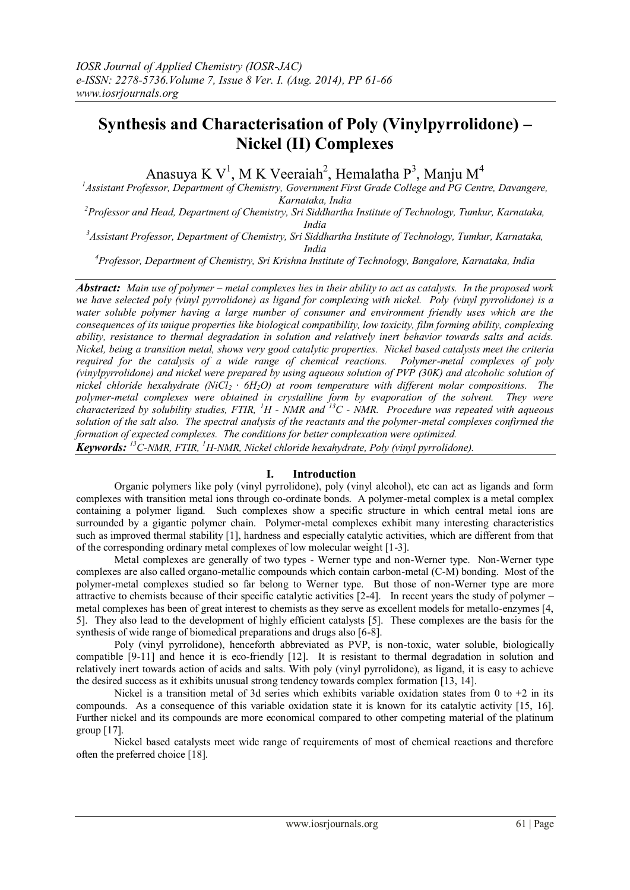# Synthesis and Characterisation of Poly (Vinylpyrrolidone) – Nickel (II) Complexes

Anasuya K V[1], M K Veeraiah[2], Hemalatha P[3], Manju M[4]

[1]Assistant Professor, Department of Chemistry, Government First Grade College and PG Centre, Davangere, Karnataka, India

[2]Professor and Head, Department of Chemistry, Sri Siddhartha Institute of Technology, Tumkur, Karnataka, India

[3]Assistant Professor, Department of Chemistry, Sri Siddhartha Institute of Technology, Tumkur, Karnataka, India

[4]Professor, Department of Chemistry, Sri Krishna Institute of Technology, Bangalore, Karnataka, India

***Abstract:*** *Main use of polymer – metal complexes lies in their ability to act as catalysts. In the proposed work we have selected poly (vinyl pyrrolidone) as ligand for complexing with nickel. Poly (vinyl pyrrolidone) is a water soluble polymer having a large number of consumer and environment friendly uses which are the consequences of its unique properties like biological compatibility, low toxicity, film forming ability, complexing ability, resistance to thermal degradation in solution and relatively inert behavior towards salts and acids. Nickel, being a transition metal, shows very good catalytic properties. Nickel based catalysts meet the criteria required for the catalysis of a wide range of chemical reactions. Polymer-metal complexes of poly (vinylpyrrolidone) and nickel were prepared by using aqueous solution of PVP (30K) and alcoholic solution of nickel chloride hexahydrate ($NiCl_2 \cdot 6H_2O$) at room temperature with different molar compositions. The polymer-metal complexes were obtained in crystalline form by evaporation of the solvent. They were characterized by solubility studies, FTIR, $^1H$ - NMR and $^{13}C$ - NMR. Procedure was repeated with aqueous solution of the salt also. The spectral analysis of the reactants and the polymer-metal complexes confirmed the formation of expected complexes. The conditions for better complexation were optimized.*

***Keywords:*** *$^{13}C$-NMR, FTIR, $^1H$-NMR, Nickel chloride hexahydrate, Poly (vinyl pyrrolidone).*

## I. Introduction

Organic polymers like poly (vinyl pyrrolidone), poly (vinyl alcohol), etc can act as ligands and form complexes with transition metal ions through co-ordinate bonds. A polymer-metal complex is a metal complex containing a polymer ligand. Such complexes show a specific structure in which central metal ions are surrounded by a gigantic polymer chain. Polymer-metal complexes exhibit many interesting characteristics such as improved thermal stability [1], hardness and especially catalytic activities, which are different from that of the corresponding ordinary metal complexes of low molecular weight [1-3].

Metal complexes are generally of two types - Werner type and non-Werner type. Non-Werner type complexes are also called organo-metallic compounds which contain carbon-metal (C-M) bonding. Most of the polymer-metal complexes studied so far belong to Werner type. But those of non-Werner type are more attractive to chemists because of their specific catalytic activities [2-4]. In recent years the study of polymer – metal complexes has been of great interest to chemists as they serve as excellent models for metallo-enzymes [4, 5]. They also lead to the development of highly efficient catalysts [5]. These complexes are the basis for the synthesis of wide range of biomedical preparations and drugs also [6-8].

Poly (vinyl pyrrolidone), henceforth abbreviated as PVP, is non-toxic, water soluble, biologically compatible [9-11] and hence it is eco-friendly [12]. It is resistant to thermal degradation in solution and relatively inert towards action of acids and salts. With poly (vinyl pyrrolidone), as ligand, it is easy to achieve the desired success as it exhibits unusual strong tendency towards complex formation [13, 14].

Nickel is a transition metal of 3d series which exhibits variable oxidation states from 0 to +2 in its compounds. As a consequence of this variable oxidation state it is known for its catalytic activity [15, 16]. Further nickel and its compounds are more economical compared to other competing material of the platinum group [17].

Nickel based catalysts meet wide range of requirements of most of chemical reactions and therefore often the preferred choice [18].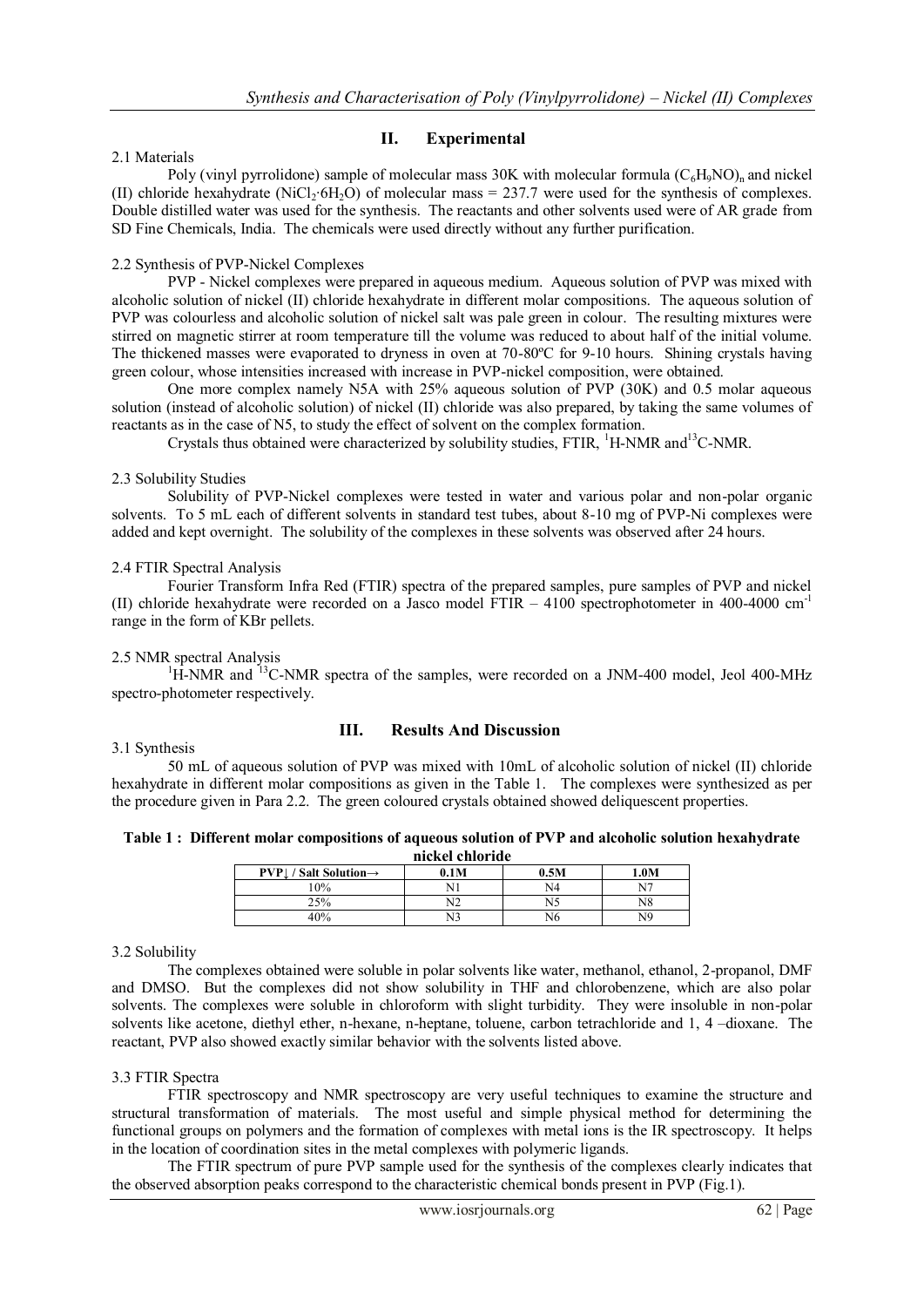## II. Experimental

### 2.1 Materials

Poly (vinyl pyrrolidone) sample of molecular mass 30K with molecular formula $(C_6H_9NO)_n$ and nickel (II) chloride hexahydrate ($NiCl_2{\cdot}6H_2O$) of molecular mass = 237.7 were used for the synthesis of complexes. Double distilled water was used for the synthesis. The reactants and other solvents used were of AR grade from SD Fine Chemicals, India. The chemicals were used directly without any further purification.

### 2.2 Synthesis of PVP-Nickel Complexes

PVP - Nickel complexes were prepared in aqueous medium. Aqueous solution of PVP was mixed with alcoholic solution of nickel (II) chloride hexahydrate in different molar compositions. The aqueous solution of PVP was colourless and alcoholic solution of nickel salt was pale green in colour. The resulting mixtures were stirred on magnetic stirrer at room temperature till the volume was reduced to about half of the initial volume. The thickened masses were evaporated to dryness in oven at 70-80ºC for 9-10 hours. Shining crystals having green colour, whose intensities increased with increase in PVP-nickel composition, were obtained.

One more complex namely N5A with 25% aqueous solution of PVP (30K) and 0.5 molar aqueous solution (instead of alcoholic solution) of nickel (II) chloride was also prepared, by taking the same volumes of reactants as in the case of N5, to study the effect of solvent on the complex formation.

Crystals thus obtained were characterized by solubility studies, FTIR, $^{1}H$-NMR and $^{13}C$-NMR.

### 2.3 Solubility Studies

Solubility of PVP-Nickel complexes were tested in water and various polar and non-polar organic solvents. To 5 mL each of different solvents in standard test tubes, about 8-10 mg of PVP-Ni complexes were added and kept overnight. The solubility of the complexes in these solvents was observed after 24 hours.

### 2.4 FTIR Spectral Analysis

Fourier Transform Infra Red (FTIR) spectra of the prepared samples, pure samples of PVP and nickel (II) chloride hexahydrate were recorded on a Jasco model FTIR – 4100 spectrophotometer in 400-4000 $cm^{-1}$ range in the form of KBr pellets.

### 2.5 NMR spectral Analysis

$^{1}H$-NMR and $^{13}C$-NMR spectra of the samples, were recorded on a JNM-400 model, Jeol 400-MHz spectro-photometer respectively.

## III. Results And Discussion

### 3.1 Synthesis

50 mL of aqueous solution of PVP was mixed with 10mL of alcoholic solution of nickel (II) chloride hexahydrate in different molar compositions as given in the Table 1. The complexes were synthesized as per the procedure given in Para 2.2. The green coloured crystals obtained showed deliquescent properties.

**Table 1 : Different molar compositions of aqueous solution of PVP and alcoholic solution hexahydrate nickel chloride**

| PVP↓ / Salt Solution→ | 0.1M | 0.5M | 1.0M |
|---|---|---|---|
| 10% | N1 | N4 | N7 |
| 25% | N2 | N5 | N8 |
| 40% | N3 | N6 | N9 |

### 3.2 Solubility

The complexes obtained were soluble in polar solvents like water, methanol, ethanol, 2-propanol, DMF and DMSO. But the complexes did not show solubility in THF and chlorobenzene, which are also polar solvents. The complexes were soluble in chloroform with slight turbidity. They were insoluble in non-polar solvents like acetone, diethyl ether, n-hexane, n-heptane, toluene, carbon tetrachloride and 1, 4 –dioxane. The reactant, PVP also showed exactly similar behavior with the solvents listed above.

### 3.3 FTIR Spectra

FTIR spectroscopy and NMR spectroscopy are very useful techniques to examine the structure and structural transformation of materials. The most useful and simple physical method for determining the functional groups on polymers and the formation of complexes with metal ions is the IR spectroscopy. It helps in the location of coordination sites in the metal complexes with polymeric ligands.

The FTIR spectrum of pure PVP sample used for the synthesis of the complexes clearly indicates that the observed absorption peaks correspond to the characteristic chemical bonds present in PVP (Fig.1).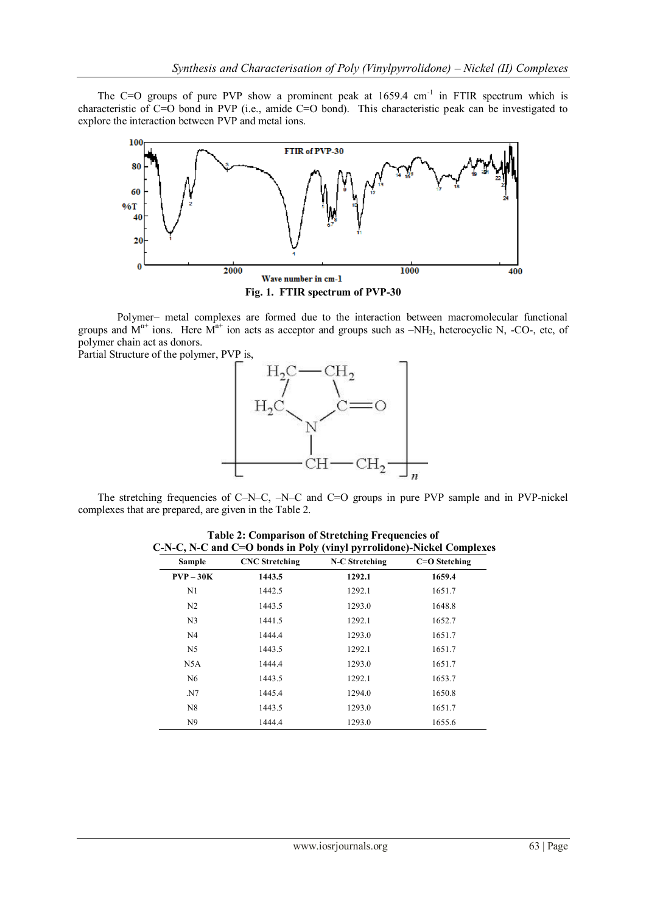The C=O groups of pure PVP show a prominent peak at 1659.4 $cm^{-1}$ in FTIR spectrum which is characteristic of C=O bond in PVP (i.e., amide C=O bond). This characteristic peak can be investigated to explore the interaction between PVP and metal ions.

**Fig. 1. FTIR spectrum of PVP-30**

Polymer– metal complexes are formed due to the interaction between macromolecular functional groups and $M^{n+}$ ions. Here $M^{n+}$ ion acts as acceptor and groups such as $-NH_2$, heterocyclic N, -CO-, etc, of polymer chain act as donors.

Partial Structure of the polymer, PVP is,

The stretching frequencies of C–N–C, –N–C and C=O groups in pure PVP sample and in PVP-nickel complexes that are prepared, are given in the Table 2.

**Table 2: Comparison of Stretching Frequencies of C-N-C, N-C and C=O bonds in Poly (vinyl pyrrolidone)-Nickel Complexes**

| Sample | CNC Stretching | N-C Stretching | C=O Stetching |
|---|---|---|---|
| **PVP – 30K** | **1443.5** | **1292.1** | **1659.4** |
| N1 | 1442.5 | 1292.1 | 1651.7 |
| N2 | 1443.5 | 1293.0 | 1648.8 |
| N3 | 1441.5 | 1292.1 | 1652.7 |
| N4 | 1444.4 | 1293.0 | 1651.7 |
| N5 | 1443.5 | 1292.1 | 1651.7 |
| N5A | 1444.4 | 1293.0 | 1651.7 |
| N6 | 1443.5 | 1292.1 | 1653.7 |
| .N7 | 1445.4 | 1294.0 | 1650.8 |
| N8 | 1443.5 | 1293.0 | 1651.7 |
| N9 | 1444.4 | 1293.0 | 1655.6 |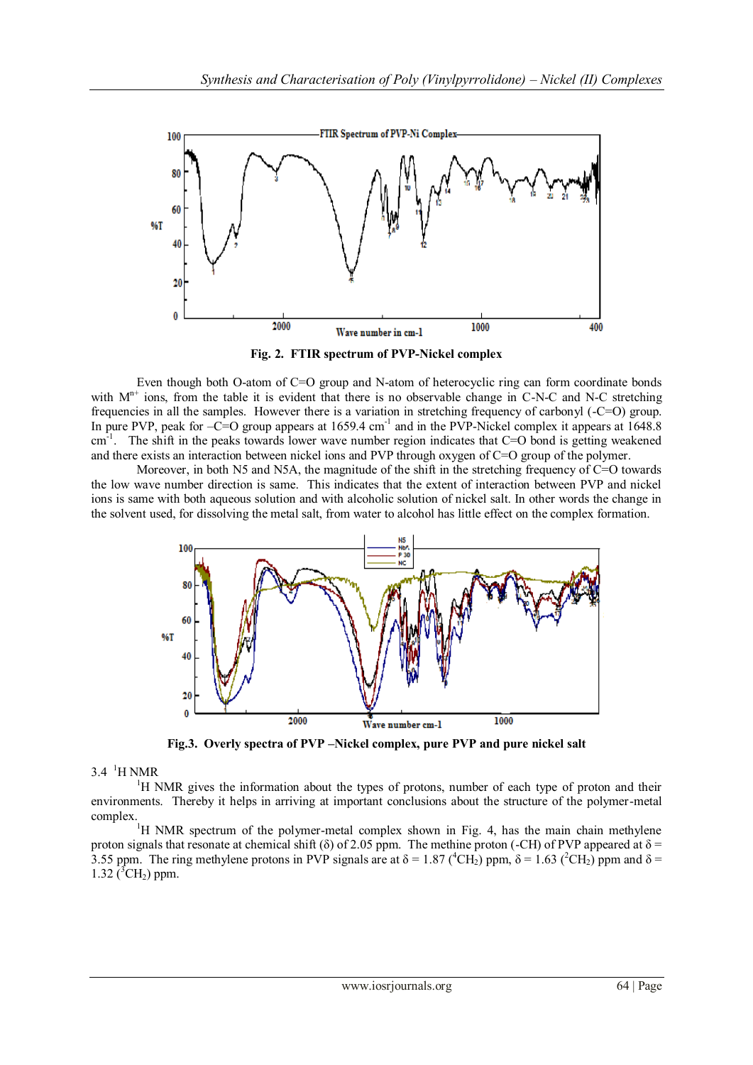Fig. 2. FTIR spectrum of PVP-Nickel complex

Even though both O-atom of C=O group and N-atom of heterocyclic ring can form coordinate bonds with $M^{n+}$ ions, from the table it is evident that there is no observable change in C-N-C and N-C stretching frequencies in all the samples. However there is a variation in stretching frequency of carbonyl (-C=O) group. In pure PVP, peak for –C=O group appears at 1659.4 $cm^{-1}$ and in the PVP-Nickel complex it appears at 1648.8 $cm^{-1}$. The shift in the peaks towards lower wave number region indicates that C=O bond is getting weakened and there exists an interaction between nickel ions and PVP through oxygen of C=O group of the polymer.

Moreover, in both N5 and N5A, the magnitude of the shift in the stretching frequency of C=O towards the low wave number direction is same. This indicates that the extent of interaction between PVP and nickel ions is same with both aqueous solution and with alcoholic solution of nickel salt. In other words the change in the solvent used, for dissolving the metal salt, from water to alcohol has little effect on the complex formation.

Fig.3. Overly spectra of PVP –Nickel complex, pure PVP and pure nickel salt

### 3.4 $^{1}$H NMR

$^{1}$H NMR gives the information about the types of protons, number of each type of proton and their environments. Thereby it helps in arriving at important conclusions about the structure of the polymer-metal complex.

$^{1}$H NMR spectrum of the polymer-metal complex shown in Fig. 4, has the main chain methylene proton signals that resonate at chemical shift (δ) of 2.05 ppm. The methine proton (-CH) of PVP appeared at δ = 3.55 ppm. The ring methylene protons in PVP signals are at δ = 1.87 ($^{4}CH_2$) ppm, δ = 1.63 ($^{2}CH_2$) ppm and δ = 1.32 ($^{3}CH_2$) ppm.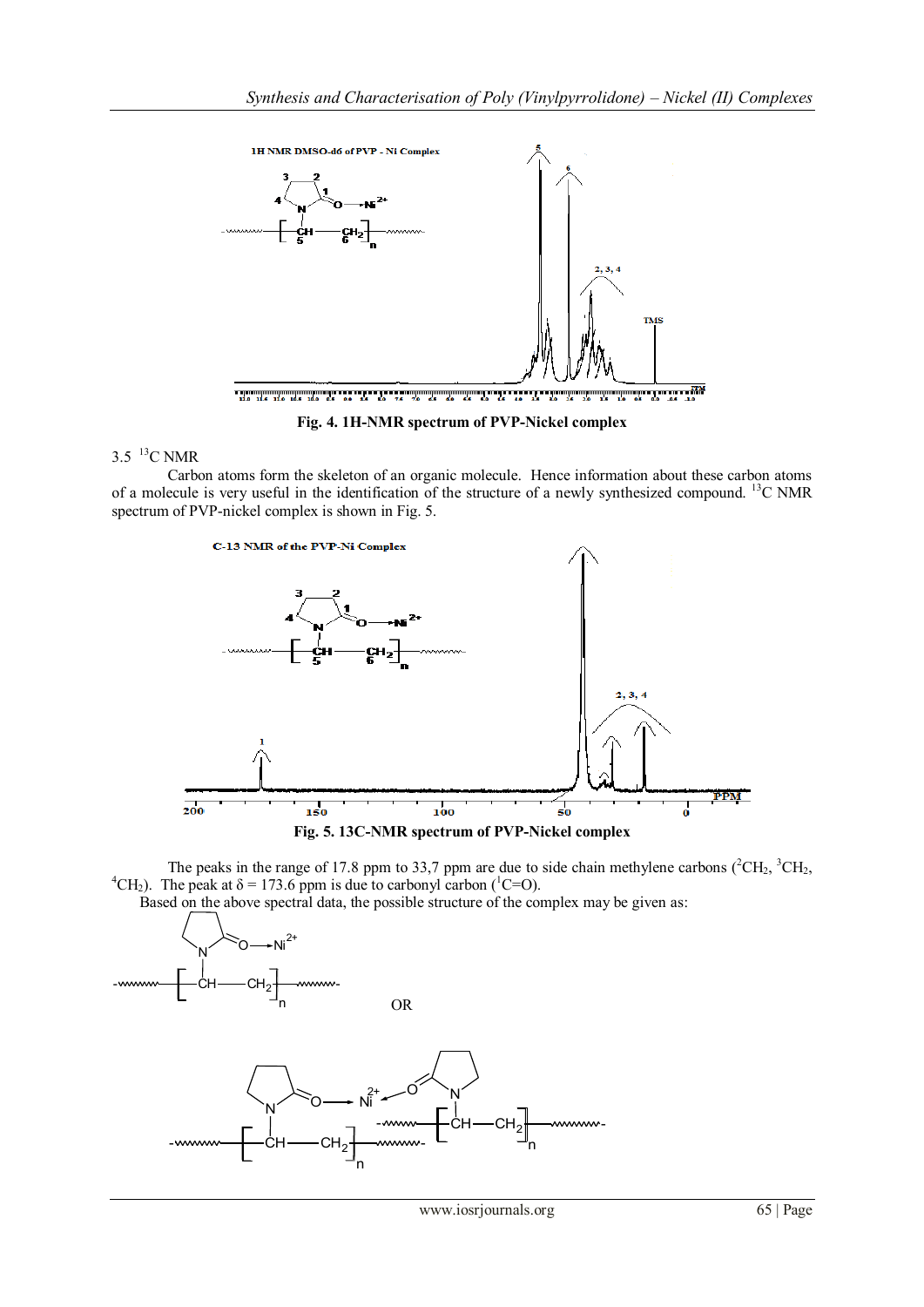Fig. 4. 1H-NMR spectrum of PVP-Nickel complex

3.5 $^{13}C$ NMR

Carbon atoms form the skeleton of an organic molecule. Hence information about these carbon atoms of a molecule is very useful in the identification of the structure of a newly synthesized compound. $^{13}C$ NMR spectrum of PVP-nickel complex is shown in Fig. 5.

Fig. 5. 13C-NMR spectrum of PVP-Nickel complex

The peaks in the range of 17.8 ppm to 33,7 ppm are due to side chain methylene carbons ($^{2}CH_2$, $^{3}CH_2$, $^{4}CH_2$). The peak at $\delta = 173.6$ ppm is due to carbonyl carbon ($^{1}C{=}O$).

Based on the above spectral data, the possible structure of the complex may be given as:

OR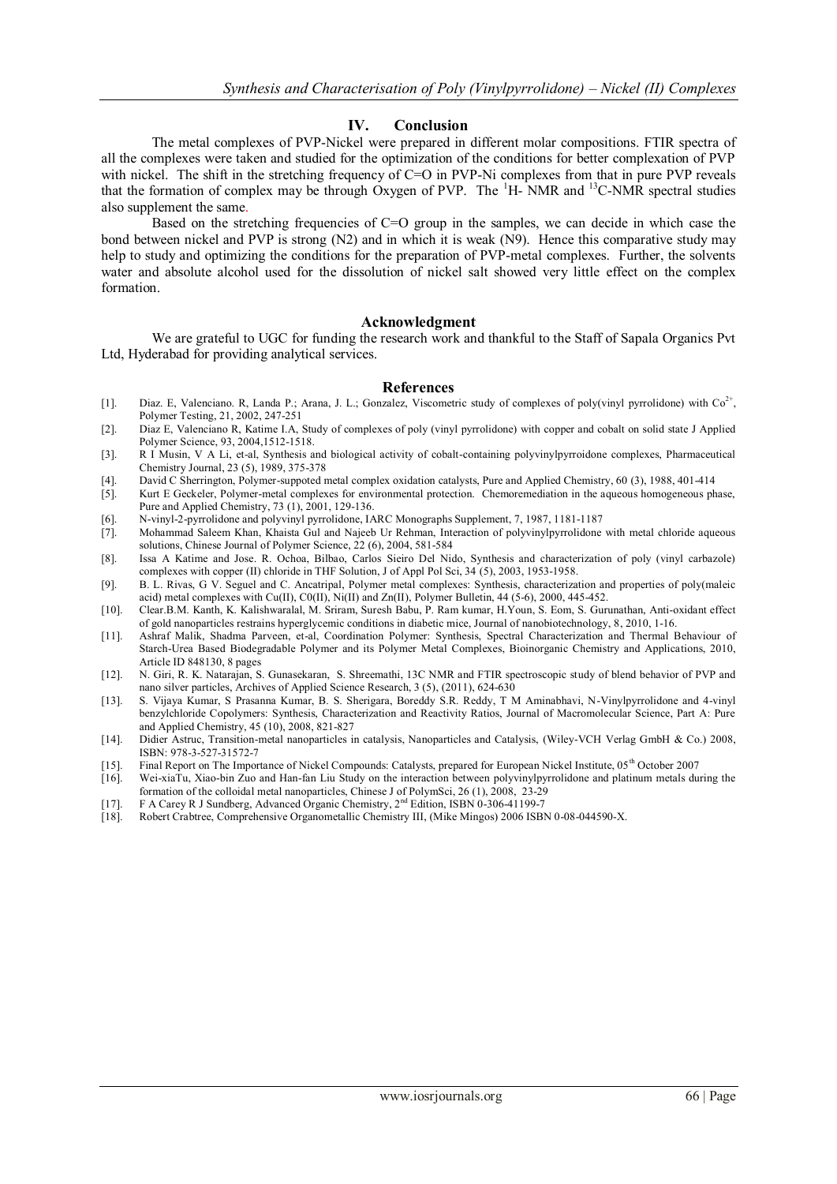## IV. Conclusion

The metal complexes of PVP-Nickel were prepared in different molar compositions. FTIR spectra of all the complexes were taken and studied for the optimization of the conditions for better complexation of PVP with nickel. The shift in the stretching frequency of C=O in PVP-Ni complexes from that in pure PVP reveals that the formation of complex may be through Oxygen of PVP. The $^{1}H$- NMR and $^{13}C$-NMR spectral studies also supplement the same.

Based on the stretching frequencies of C=O group in the samples, we can decide in which case the bond between nickel and PVP is strong (N2) and in which it is weak (N9). Hence this comparative study may help to study and optimizing the conditions for the preparation of PVP-metal complexes. Further, the solvents water and absolute alcohol used for the dissolution of nickel salt showed very little effect on the complex formation.

## Acknowledgment

We are grateful to UGC for funding the research work and thankful to the Staff of Sapala Organics Pvt Ltd, Hyderabad for providing analytical services.

## References

[1]. Diaz. E, Valenciano. R, Landa P.; Arana, J. L.; Gonzalez, Viscometric study of complexes of poly(vinyl pyrrolidone) with $Co^{2+}$, Polymer Testing, 21, 2002, 247-251

[2]. Diaz E, Valenciano R, Katime I.A, Study of complexes of poly (vinyl pyrrolidone) with copper and cobalt on solid state J Applied Polymer Science, 93, 2004,1512-1518.

[3]. R I Musin, V A Li, et-al, Synthesis and biological activity of cobalt-containing polyvinylpyrroidone complexes, Pharmaceutical Chemistry Journal, 23 (5), 1989, 375-378

[4]. David C Sherrington, Polymer-suppoted metal complex oxidation catalysts, Pure and Applied Chemistry, 60 (3), 1988, 401-414

[5]. Kurt E Geckeler, Polymer-metal complexes for environmental protection. Chemoremediation in the aqueous homogeneous phase, Pure and Applied Chemistry, 73 (1), 2001, 129-136.

[6]. N-vinyl-2-pyrrolidone and polyvinyl pyrrolidone, IARC Monographs Supplement, 7, 1987, 1181-1187

[7]. Mohammad Saleem Khan, Khaista Gul and Najeeb Ur Rehman, Interaction of polyvinylpyrrolidone with metal chloride aqueous solutions, Chinese Journal of Polymer Science, 22 (6), 2004, 581-584

[8]. Issa A Katime and Jose. R. Ochoa, Bilbao, Carlos Sieiro Del Nido, Synthesis and characterization of poly (vinyl carbazole) complexes with copper (II) chloride in THF Solution, J of Appl Pol Sci, 34 (5), 2003, 1953-1958.

[9]. B. L. Rivas, G V. Seguel and C. Ancatripal, Polymer metal complexes: Synthesis, characterization and properties of poly(maleic acid) metal complexes with Cu(II), C0(II), Ni(II) and Zn(II), Polymer Bulletin, 44 (5-6), 2000, 445-452.

[10]. Clear.B.M. Kanth, K. Kalishwaralal, M. Sriram, Suresh Babu, P. Ram kumar, H.Youn, S. Eom, S. Gurunathan, Anti-oxidant effect of gold nanoparticles restrains hyperglycemic conditions in diabetic mice, Journal of nanobiotechnology, 8, 2010, 1-16.

[11]. Ashraf Malik, Shadma Parveen, et-al, Coordination Polymer: Synthesis, Spectral Characterization and Thermal Behaviour of Starch-Urea Based Biodegradable Polymer and its Polymer Metal Complexes, Bioinorganic Chemistry and Applications, 2010, Article ID 848130, 8 pages

[12]. N. Giri, R. K. Natarajan, S. Gunasekaran, S. Shreemathi, 13C NMR and FTIR spectroscopic study of blend behavior of PVP and nano silver particles, Archives of Applied Science Research, 3 (5), (2011), 624-630

[13]. S. Vijaya Kumar, S Prasanna Kumar, B. S. Sherigara, Boreddy S.R. Reddy, T M Aminabhavi, N-Vinylpyrrolidone and 4-vinyl benzylchloride Copolymers: Synthesis, Characterization and Reactivity Ratios, Journal of Macromolecular Science, Part A: Pure and Applied Chemistry, 45 (10), 2008, 821-827

[14]. Didier Astruc, Transition-metal nanoparticles in catalysis, Nanoparticles and Catalysis, (Wiley-VCH Verlag GmbH & Co.) 2008, ISBN: 978-3-527-31572-7

[15]. Final Report on The Importance of Nickel Compounds: Catalysts, prepared for European Nickel Institute, 05th October 2007

[16]. Wei-xiaTu, Xiao-bin Zuo and Han-fan Liu Study on the interaction between polyvinylpyrrolidone and platinum metals during the formation of the colloidal metal nanoparticles, Chinese J of PolymSci, 26 (1), 2008, 23-29

[17]. F A Carey R J Sundberg, Advanced Organic Chemistry, 2nd Edition, ISBN 0-306-41199-7

[18]. Robert Crabtree, Comprehensive Organometallic Chemistry III, (Mike Mingos) 2006 ISBN 0-08-044590-X.